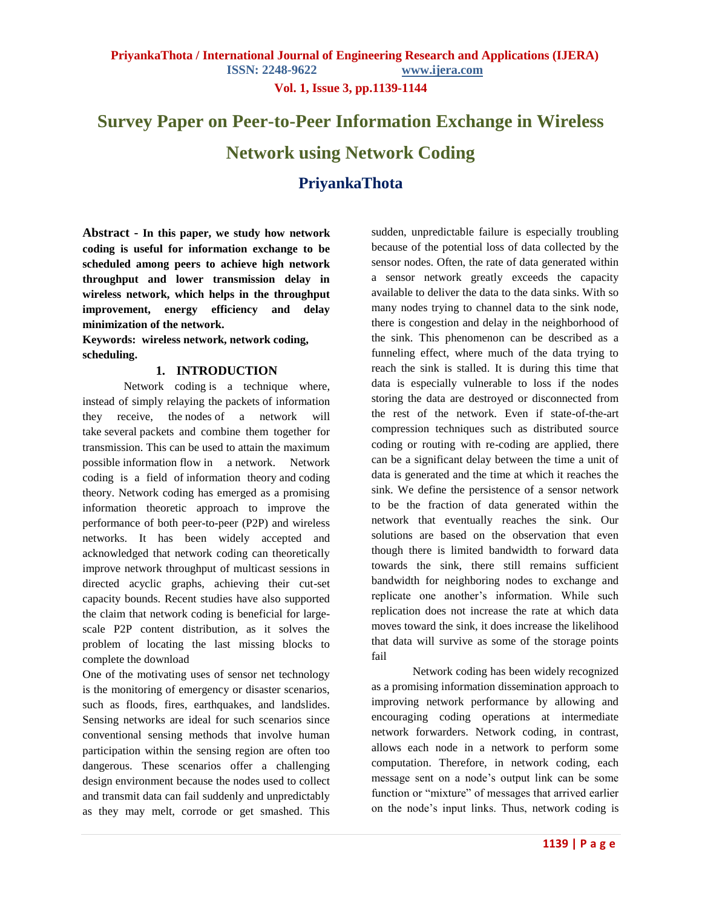# Survey Paper on Peer-to-Peer Information Exchange in Wireless Network using Network Coding

## PriyankaThota

**Abstract - In this paper, we study how network coding is useful for information exchange to be scheduled among peers to achieve high network throughput and lower transmission delay in wireless network, which helps in the throughput improvement, energy efficiency and delay minimization of the network.**

**Keywords: wireless network, network coding, scheduling.**

### 1. INTRODUCTION

Network coding is a technique where, instead of simply relaying the packets of information they receive, the nodes of a network will take several packets and combine them together for transmission. This can be used to attain the maximum possible information flow in a network. Network coding is a field of information theory and coding theory. Network coding has emerged as a promising information theoretic approach to improve the performance of both peer-to-peer (P2P) and wireless networks. It has been widely accepted and acknowledged that network coding can theoretically improve network throughput of multicast sessions in directed acyclic graphs, achieving their cut-set capacity bounds. Recent studies have also supported the claim that network coding is beneficial for large-scale P2P content distribution, as it solves the problem of locating the last missing blocks to complete the download

One of the motivating uses of sensor net technology is the monitoring of emergency or disaster scenarios, such as floods, fires, earthquakes, and landslides. Sensing networks are ideal for such scenarios since conventional sensing methods that involve human participation within the sensing region are often too dangerous. These scenarios offer a challenging design environment because the nodes used to collect and transmit data can fail suddenly and unpredictably as they may melt, corrode or get smashed. This sudden, unpredictable failure is especially troubling because of the potential loss of data collected by the sensor nodes. Often, the rate of data generated within a sensor network greatly exceeds the capacity available to deliver the data to the data sinks. With so many nodes trying to channel data to the sink node, there is congestion and delay in the neighborhood of the sink. This phenomenon can be described as a funneling effect, where much of the data trying to reach the sink is stalled. It is during this time that data is especially vulnerable to loss if the nodes storing the data are destroyed or disconnected from the rest of the network. Even if state-of-the-art compression techniques such as distributed source coding or routing with re-coding are applied, there can be a significant delay between the time a unit of data is generated and the time at which it reaches the sink. We define the persistence of a sensor network to be the fraction of data generated within the network that eventually reaches the sink. Our solutions are based on the observation that even though there is limited bandwidth to forward data towards the sink, there still remains sufficient bandwidth for neighboring nodes to exchange and replicate one another's information. While such replication does not increase the rate at which data moves toward the sink, it does increase the likelihood that data will survive as some of the storage points fail

Network coding has been widely recognized as a promising information dissemination approach to improving network performance by allowing and encouraging coding operations at intermediate network forwarders. Network coding, in contrast, allows each node in a network to perform some computation. Therefore, in network coding, each message sent on a node's output link can be some function or "mixture" of messages that arrived earlier on the node's input links. Thus, network coding is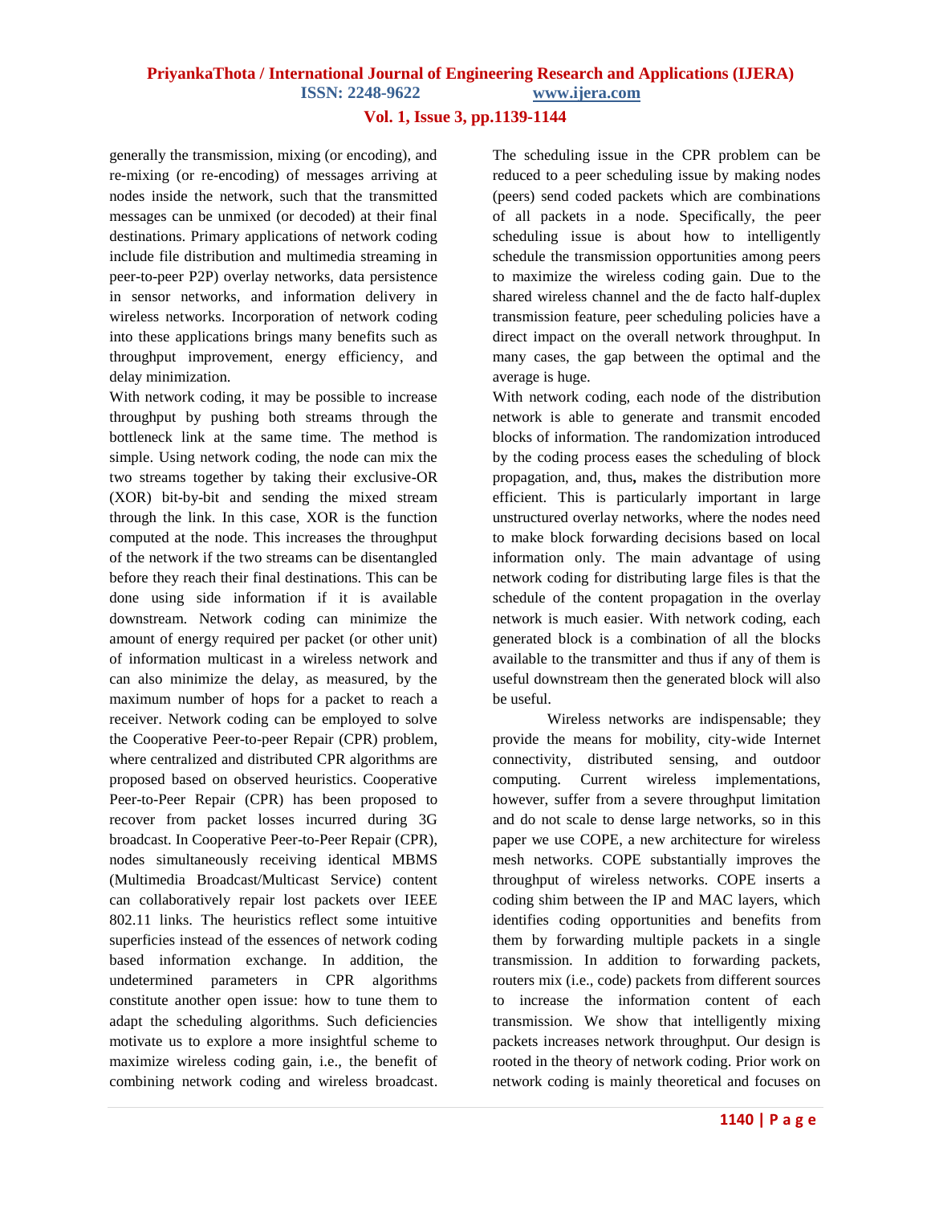generally the transmission, mixing (or encoding), and re-mixing (or re-encoding) of messages arriving at nodes inside the network, such that the transmitted messages can be unmixed (or decoded) at their final destinations. Primary applications of network coding include file distribution and multimedia streaming in peer-to-peer P2P) overlay networks, data persistence in sensor networks, and information delivery in wireless networks. Incorporation of network coding into these applications brings many benefits such as throughput improvement, energy efficiency, and delay minimization.

With network coding, it may be possible to increase throughput by pushing both streams through the bottleneck link at the same time. The method is simple. Using network coding, the node can mix the two streams together by taking their exclusive-OR (XOR) bit-by-bit and sending the mixed stream through the link. In this case, XOR is the function computed at the node. This increases the throughput of the network if the two streams can be disentangled before they reach their final destinations. This can be done using side information if it is available downstream. Network coding can minimize the amount of energy required per packet (or other unit) of information multicast in a wireless network and can also minimize the delay, as measured, by the maximum number of hops for a packet to reach a receiver. Network coding can be employed to solve the Cooperative Peer-to-peer Repair (CPR) problem, where centralized and distributed CPR algorithms are proposed based on observed heuristics. Cooperative Peer-to-Peer Repair (CPR) has been proposed to recover from packet losses incurred during 3G broadcast. In Cooperative Peer-to-Peer Repair (CPR), nodes simultaneously receiving identical MBMS (Multimedia Broadcast/Multicast Service) content can collaboratively repair lost packets over IEEE 802.11 links. The heuristics reflect some intuitive superficies instead of the essences of network coding based information exchange. In addition, the undetermined parameters in CPR algorithms constitute another open issue: how to tune them to adapt the scheduling algorithms. Such deficiencies motivate us to explore a more insightful scheme to maximize wireless coding gain, i.e., the benefit of combining network coding and wireless broadcast. The scheduling issue in the CPR problem can be reduced to a peer scheduling issue by making nodes (peers) send coded packets which are combinations of all packets in a node. Specifically, the peer scheduling issue is about how to intelligently schedule the transmission opportunities among peers to maximize the wireless coding gain. Due to the shared wireless channel and the de facto half-duplex transmission feature, peer scheduling policies have a direct impact on the overall network throughput. In many cases, the gap between the optimal and the average is huge.

With network coding, each node of the distribution network is able to generate and transmit encoded blocks of information. The randomization introduced by the coding process eases the scheduling of block propagation, and, thus**,** makes the distribution more efficient. This is particularly important in large unstructured overlay networks, where the nodes need to make block forwarding decisions based on local information only. The main advantage of using network coding for distributing large files is that the schedule of the content propagation in the overlay network is much easier. With network coding, each generated block is a combination of all the blocks available to the transmitter and thus if any of them is useful downstream then the generated block will also be useful.

Wireless networks are indispensable; they provide the means for mobility, city-wide Internet connectivity, distributed sensing, and outdoor computing. Current wireless implementations, however, suffer from a severe throughput limitation and do not scale to dense large networks, so in this paper we use COPE, a new architecture for wireless mesh networks. COPE substantially improves the throughput of wireless networks. COPE inserts a coding shim between the IP and MAC layers, which identifies coding opportunities and benefits from them by forwarding multiple packets in a single transmission. In addition to forwarding packets, routers mix (i.e., code) packets from different sources to increase the information content of each transmission. We show that intelligently mixing packets increases network throughput. Our design is rooted in the theory of network coding. Prior work on network coding is mainly theoretical and focuses on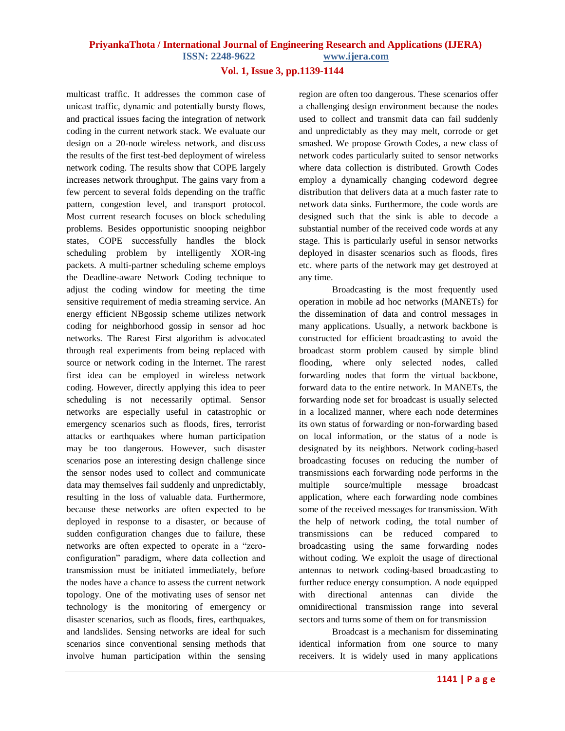multicast traffic. It addresses the common case of unicast traffic, dynamic and potentially bursty flows, and practical issues facing the integration of network coding in the current network stack. We evaluate our design on a 20-node wireless network, and discuss the results of the first test-bed deployment of wireless network coding. The results show that COPE largely increases network throughput. The gains vary from a few percent to several folds depending on the traffic pattern, congestion level, and transport protocol. Most current research focuses on block scheduling problems. Besides opportunistic snooping neighbor states, COPE successfully handles the block scheduling problem by intelligently XOR-ing packets. A multi-partner scheduling scheme employs the Deadline-aware Network Coding technique to adjust the coding window for meeting the time sensitive requirement of media streaming service. An energy efficient NBgossip scheme utilizes network coding for neighborhood gossip in sensor ad hoc networks. The Rarest First algorithm is advocated through real experiments from being replaced with source or network coding in the Internet. The rarest first idea can be employed in wireless network coding. However, directly applying this idea to peer scheduling is not necessarily optimal. Sensor networks are especially useful in catastrophic or emergency scenarios such as floods, fires, terrorist attacks or earthquakes where human participation may be too dangerous. However, such disaster scenarios pose an interesting design challenge since the sensor nodes used to collect and communicate data may themselves fail suddenly and unpredictably, resulting in the loss of valuable data. Furthermore, because these networks are often expected to be deployed in response to a disaster, or because of sudden configuration changes due to failure, these networks are often expected to operate in a "zero-configuration" paradigm, where data collection and transmission must be initiated immediately, before the nodes have a chance to assess the current network topology. One of the motivating uses of sensor net technology is the monitoring of emergency or disaster scenarios, such as floods, fires, earthquakes, and landslides. Sensing networks are ideal for such scenarios since conventional sensing methods that involve human participation within the sensing region are often too dangerous. These scenarios offer a challenging design environment because the nodes used to collect and transmit data can fail suddenly and unpredictably as they may melt, corrode or get smashed. We propose Growth Codes, a new class of network codes particularly suited to sensor networks where data collection is distributed. Growth Codes employ a dynamically changing codeword degree distribution that delivers data at a much faster rate to network data sinks. Furthermore, the code words are designed such that the sink is able to decode a substantial number of the received code words at any stage. This is particularly useful in sensor networks deployed in disaster scenarios such as floods, fires etc. where parts of the network may get destroyed at any time.

Broadcasting is the most frequently used operation in mobile ad hoc networks (MANETs) for the dissemination of data and control messages in many applications. Usually, a network backbone is constructed for efficient broadcasting to avoid the broadcast storm problem caused by simple blind flooding, where only selected nodes, called forwarding nodes that form the virtual backbone, forward data to the entire network. In MANETs, the forwarding node set for broadcast is usually selected in a localized manner, where each node determines its own status of forwarding or non-forwarding based on local information, or the status of a node is designated by its neighbors. Network coding-based broadcasting focuses on reducing the number of transmissions each forwarding node performs in the multiple source/multiple message broadcast application, where each forwarding node combines some of the received messages for transmission. With the help of network coding, the total number of transmissions can be reduced compared to broadcasting using the same forwarding nodes without coding. We exploit the usage of directional antennas to network coding-based broadcasting to further reduce energy consumption. A node equipped with directional antennas can divide the omnidirectional transmission range into several sectors and turns some of them on for transmission

Broadcast is a mechanism for disseminating identical information from one source to many receivers. It is widely used in many applications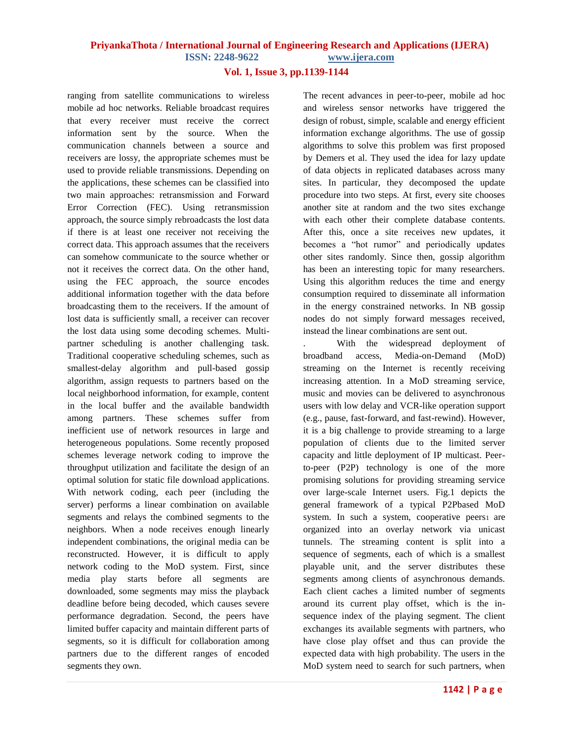ranging from satellite communications to wireless mobile ad hoc networks. Reliable broadcast requires that every receiver must receive the correct information sent by the source. When the communication channels between a source and receivers are lossy, the appropriate schemes must be used to provide reliable transmissions. Depending on the applications, these schemes can be classified into two main approaches: retransmission and Forward Error Correction (FEC). Using retransmission approach, the source simply rebroadcasts the lost data if there is at least one receiver not receiving the correct data. This approach assumes that the receivers can somehow communicate to the source whether or not it receives the correct data. On the other hand, using the FEC approach, the source encodes additional information together with the data before broadcasting them to the receivers. If the amount of lost data is sufficiently small, a receiver can recover the lost data using some decoding schemes. Multi-partner scheduling is another challenging task. Traditional cooperative scheduling schemes, such as smallest-delay algorithm and pull-based gossip algorithm, assign requests to partners based on the local neighborhood information, for example, content in the local buffer and the available bandwidth among partners. These schemes suffer from inefficient use of network resources in large and heterogeneous populations. Some recently proposed schemes leverage network coding to improve the throughput utilization and facilitate the design of an optimal solution for static file download applications. With network coding, each peer (including the server) performs a linear combination on available segments and relays the combined segments to the neighbors. When a node receives enough linearly independent combinations, the original media can be reconstructed. However, it is difficult to apply network coding to the MoD system. First, since media play starts before all segments are downloaded, some segments may miss the playback deadline before being decoded, which causes severe performance degradation. Second, the peers have limited buffer capacity and maintain different parts of segments, so it is difficult for collaboration among partners due to the different ranges of encoded segments they own.

The recent advances in peer-to-peer, mobile ad hoc and wireless sensor networks have triggered the design of robust, simple, scalable and energy efficient information exchange algorithms. The use of gossip algorithms to solve this problem was first proposed by Demers et al. They used the idea for lazy update of data objects in replicated databases across many sites. In particular, they decomposed the update procedure into two steps. At first, every site chooses another site at random and the two sites exchange with each other their complete database contents. After this, once a site receives new updates, it becomes a "hot rumor" and periodically updates other sites randomly. Since then, gossip algorithm has been an interesting topic for many researchers. Using this algorithm reduces the time and energy consumption required to disseminate all information in the energy constrained networks. In NB gossip nodes do not simply forward messages received, instead the linear combinations are sent out.

. With the widespread deployment of broadband access, Media-on-Demand (MoD) streaming on the Internet is recently receiving increasing attention. In a MoD streaming service, music and movies can be delivered to asynchronous users with low delay and VCR-like operation support (e.g., pause, fast-forward, and fast-rewind). However, it is a big challenge to provide streaming to a large population of clients due to the limited server capacity and little deployment of IP multicast. Peer-to-peer (P2P) technology is one of the more promising solutions for providing streaming service over large-scale Internet users. Fig.1 depicts the general framework of a typical P2Pbased MoD system. In such a system, cooperative peers[1] are organized into an overlay network via unicast tunnels. The streaming content is split into a sequence of segments, each of which is a smallest playable unit, and the server distributes these segments among clients of asynchronous demands. Each client caches a limited number of segments around its current play offset, which is the in-sequence index of the playing segment. The client exchanges its available segments with partners, who have close play offset and thus can provide the expected data with high probability. The users in the MoD system need to search for such partners, when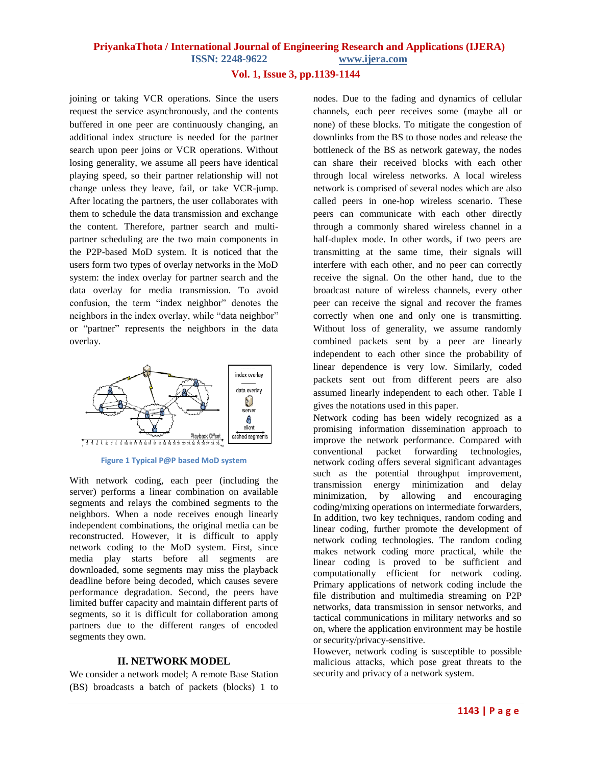joining or taking VCR operations. Since the users request the service asynchronously, and the contents buffered in one peer are continuously changing, an additional index structure is needed for the partner search upon peer joins or VCR operations. Without losing generality, we assume all peers have identical playing speed, so their partner relationship will not change unless they leave, fail, or take VCR-jump. After locating the partners, the user collaborates with them to schedule the data transmission and exchange the content. Therefore, partner search and multi-partner scheduling are the two main components in the P2P-based MoD system. It is noticed that the users form two types of overlay networks in the MoD system: the index overlay for partner search and the data overlay for media transmission. To avoid confusion, the term "index neighbor" denotes the neighbors in the index overlay, while "data neighbor" or "partner" represents the neighbors in the data overlay.

Figure 1 Typical P@P based MoD system

With network coding, each peer (including the server) performs a linear combination on available segments and relays the combined segments to the neighbors. When a node receives enough linearly independent combinations, the original media can be reconstructed. However, it is difficult to apply network coding to the MoD system. First, since media play starts before all segments are downloaded, some segments may miss the playback deadline before being decoded, which causes severe performance degradation. Second, the peers have limited buffer capacity and maintain different parts of segments, so it is difficult for collaboration among partners due to the different ranges of encoded segments they own.

## II. NETWORK MODEL

We consider a network model; A remote Base Station (BS) broadcasts a batch of packets (blocks) 1 to nodes. Due to the fading and dynamics of cellular channels, each peer receives some (maybe all or none) of these blocks. To mitigate the congestion of downlinks from the BS to those nodes and release the bottleneck of the BS as network gateway, the nodes can share their received blocks with each other through local wireless networks. A local wireless network is comprised of several nodes which are also called peers in one-hop wireless scenario. These peers can communicate with each other directly through a commonly shared wireless channel in a half-duplex mode. In other words, if two peers are transmitting at the same time, their signals will interfere with each other, and no peer can correctly receive the signal. On the other hand, due to the broadcast nature of wireless channels, every other peer can receive the signal and recover the frames correctly when one and only one is transmitting. Without loss of generality, we assume randomly combined packets sent by a peer are linearly independent to each other since the probability of linear dependence is very low. Similarly, coded packets sent out from different peers are also assumed linearly independent to each other. Table I gives the notations used in this paper.

Network coding has been widely recognized as a promising information dissemination approach to improve the network performance. Compared with conventional packet forwarding technologies, network coding offers several significant advantages such as the potential throughput improvement, transmission energy minimization and delay minimization, by allowing and encouraging coding/mixing operations on intermediate forwarders, In addition, two key techniques, random coding and linear coding, further promote the development of network coding technologies. The random coding makes network coding more practical, while the linear coding is proved to be sufficient and computationally efficient for network coding. Primary applications of network coding include the file distribution and multimedia streaming on P2P networks, data transmission in sensor networks, and tactical communications in military networks and so on, where the application environment may be hostile or security/privacy-sensitive.

However, network coding is susceptible to possible malicious attacks, which pose great threats to the security and privacy of a network system.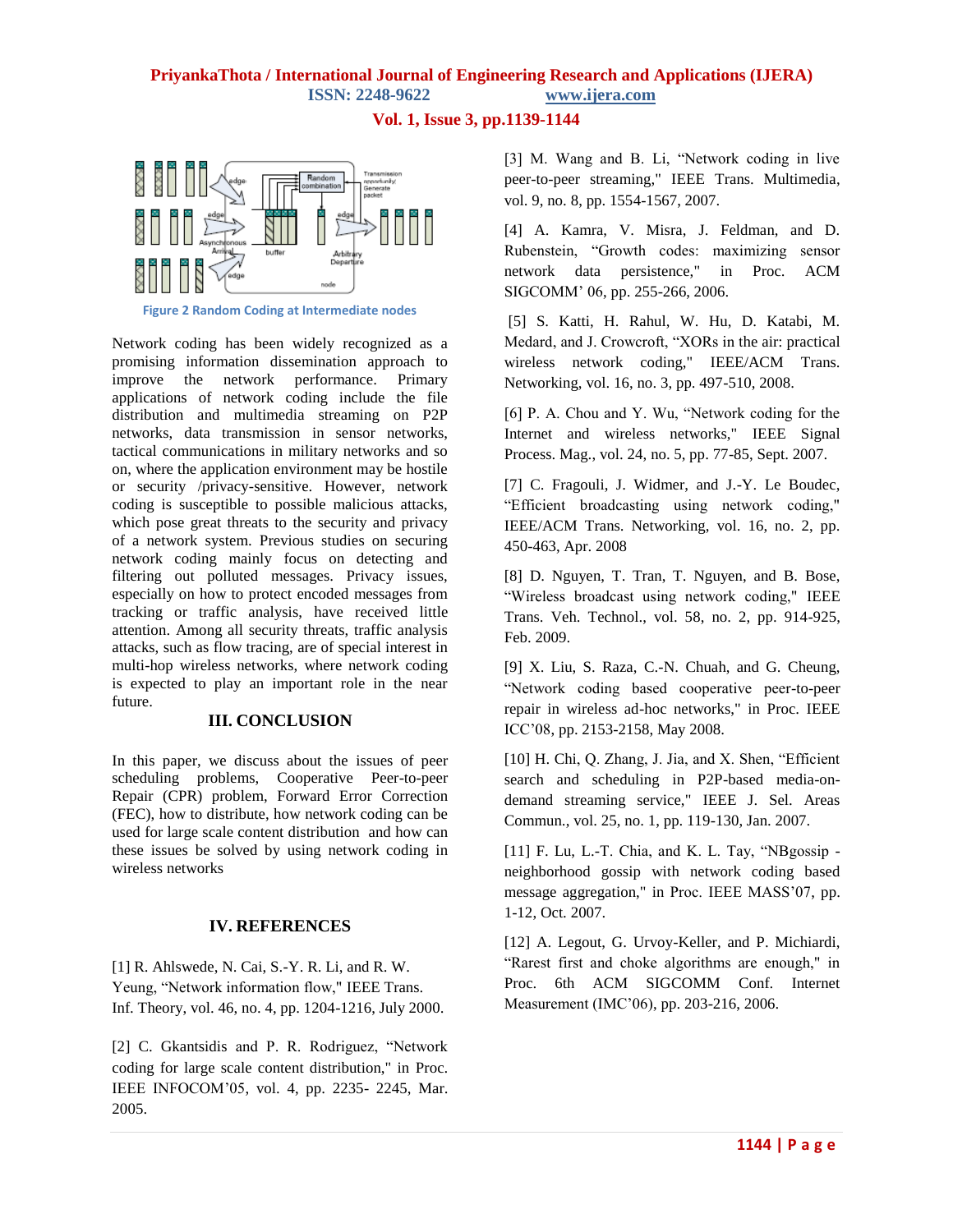Transmission opportunity, Generate packet

Random combination

edge

edge

edge

edge

Asynchronous Arrival

buffer

Arbitrary Departure

node

Figure 2 Random Coding at Intermediate nodes

Network coding has been widely recognized as a promising information dissemination approach to improve the network performance. Primary applications of network coding include the file distribution and multimedia streaming on P2P networks, data transmission in sensor networks, tactical communications in military networks and so on, where the application environment may be hostile or security /privacy-sensitive. However, network coding is susceptible to possible malicious attacks, which pose great threats to the security and privacy of a network system. Previous studies on securing network coding mainly focus on detecting and filtering out polluted messages. Privacy issues, especially on how to protect encoded messages from tracking or traffic analysis, have received little attention. Among all security threats, traffic analysis attacks, such as flow tracing, are of special interest in multi-hop wireless networks, where network coding is expected to play an important role in the near future.

## III. CONCLUSION

In this paper, we discuss about the issues of peer scheduling problems, Cooperative Peer-to-peer Repair (CPR) problem, Forward Error Correction (FEC), how to distribute, how network coding can be used for large scale content distribution and how can these issues be solved by using network coding in wireless networks

## IV. REFERENCES

[1] R. Ahlswede, N. Cai, S.-Y. R. Li, and R. W. Yeung, "Network information flow," IEEE Trans. Inf. Theory, vol. 46, no. 4, pp. 1204-1216, July 2000.

[2] C. Gkantsidis and P. R. Rodriguez, "Network coding for large scale content distribution," in Proc. IEEE INFOCOM'05, vol. 4, pp. 2235- 2245, Mar. 2005.

[3] M. Wang and B. Li, "Network coding in live peer-to-peer streaming," IEEE Trans. Multimedia, vol. 9, no. 8, pp. 1554-1567, 2007.

[4] A. Kamra, V. Misra, J. Feldman, and D. Rubenstein, "Growth codes: maximizing sensor network data persistence," in Proc. ACM SIGCOMM' 06, pp. 255-266, 2006.

[5] S. Katti, H. Rahul, W. Hu, D. Katabi, M. Medard, and J. Crowcroft, "XORs in the air: practical wireless network coding," IEEE/ACM Trans. Networking, vol. 16, no. 3, pp. 497-510, 2008.

[6] P. A. Chou and Y. Wu, "Network coding for the Internet and wireless networks," IEEE Signal Process. Mag., vol. 24, no. 5, pp. 77-85, Sept. 2007.

[7] C. Fragouli, J. Widmer, and J.-Y. Le Boudec, "Efficient broadcasting using network coding," IEEE/ACM Trans. Networking, vol. 16, no. 2, pp. 450-463, Apr. 2008

[8] D. Nguyen, T. Tran, T. Nguyen, and B. Bose, "Wireless broadcast using network coding," IEEE Trans. Veh. Technol., vol. 58, no. 2, pp. 914-925, Feb. 2009.

[9] X. Liu, S. Raza, C.-N. Chuah, and G. Cheung, "Network coding based cooperative peer-to-peer repair in wireless ad-hoc networks," in Proc. IEEE ICC'08, pp. 2153-2158, May 2008.

[10] H. Chi, Q. Zhang, J. Jia, and X. Shen, "Efficient search and scheduling in P2P-based media-on-demand streaming service," IEEE J. Sel. Areas Commun., vol. 25, no. 1, pp. 119-130, Jan. 2007.

[11] F. Lu, L.-T. Chia, and K. L. Tay, "NBgossip - neighborhood gossip with network coding based message aggregation," in Proc. IEEE MASS'07, pp. 1-12, Oct. 2007.

[12] A. Legout, G. Urvoy-Keller, and P. Michiardi, "Rarest first and choke algorithms are enough," in Proc. 6th ACM SIGCOMM Conf. Internet Measurement (IMC'06), pp. 203-216, 2006.